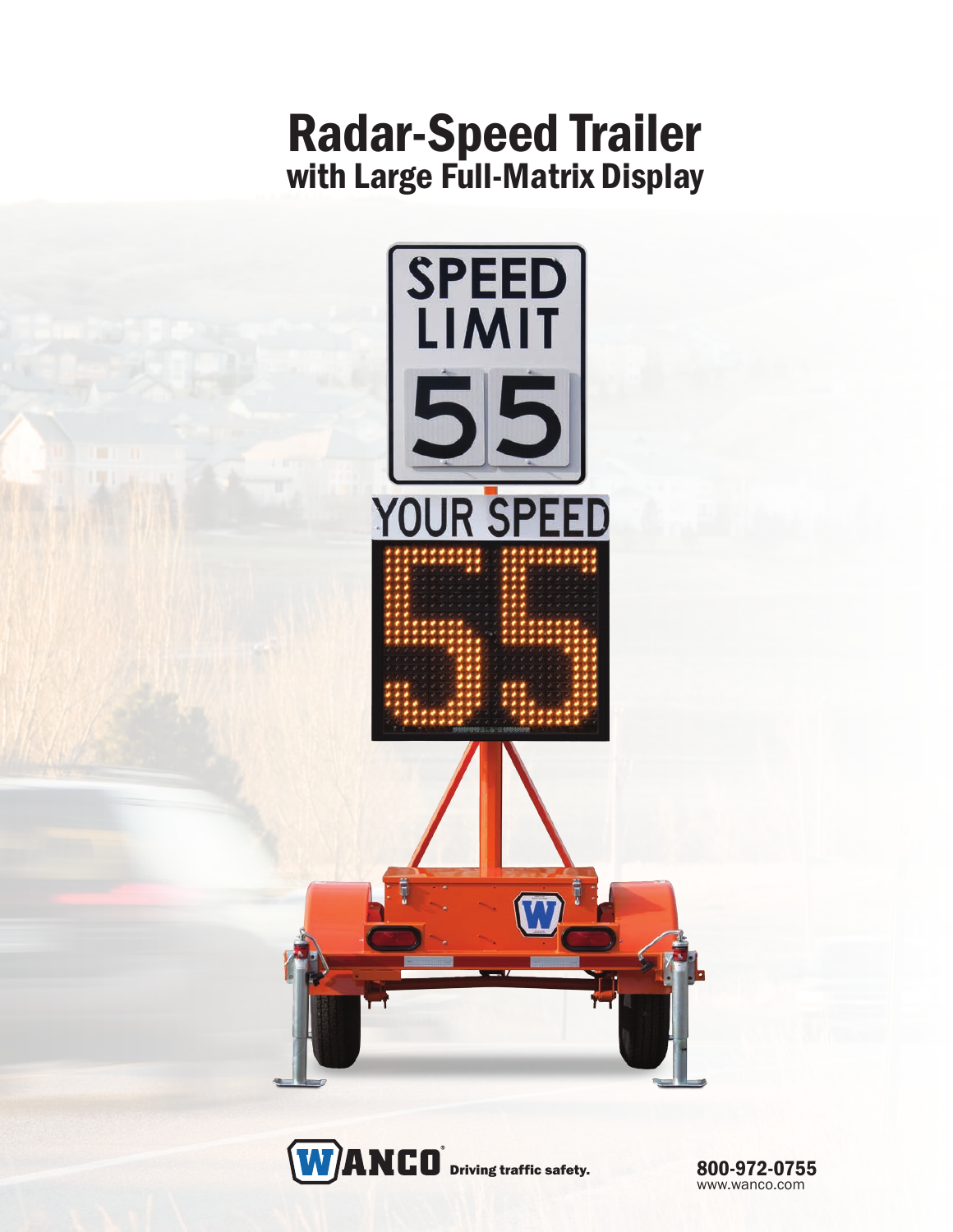# Radar-Speed Trailer
## with Large Full-Matrix Display

WANCO® Driving traffic safety.

800-972-0755
www.wanco.com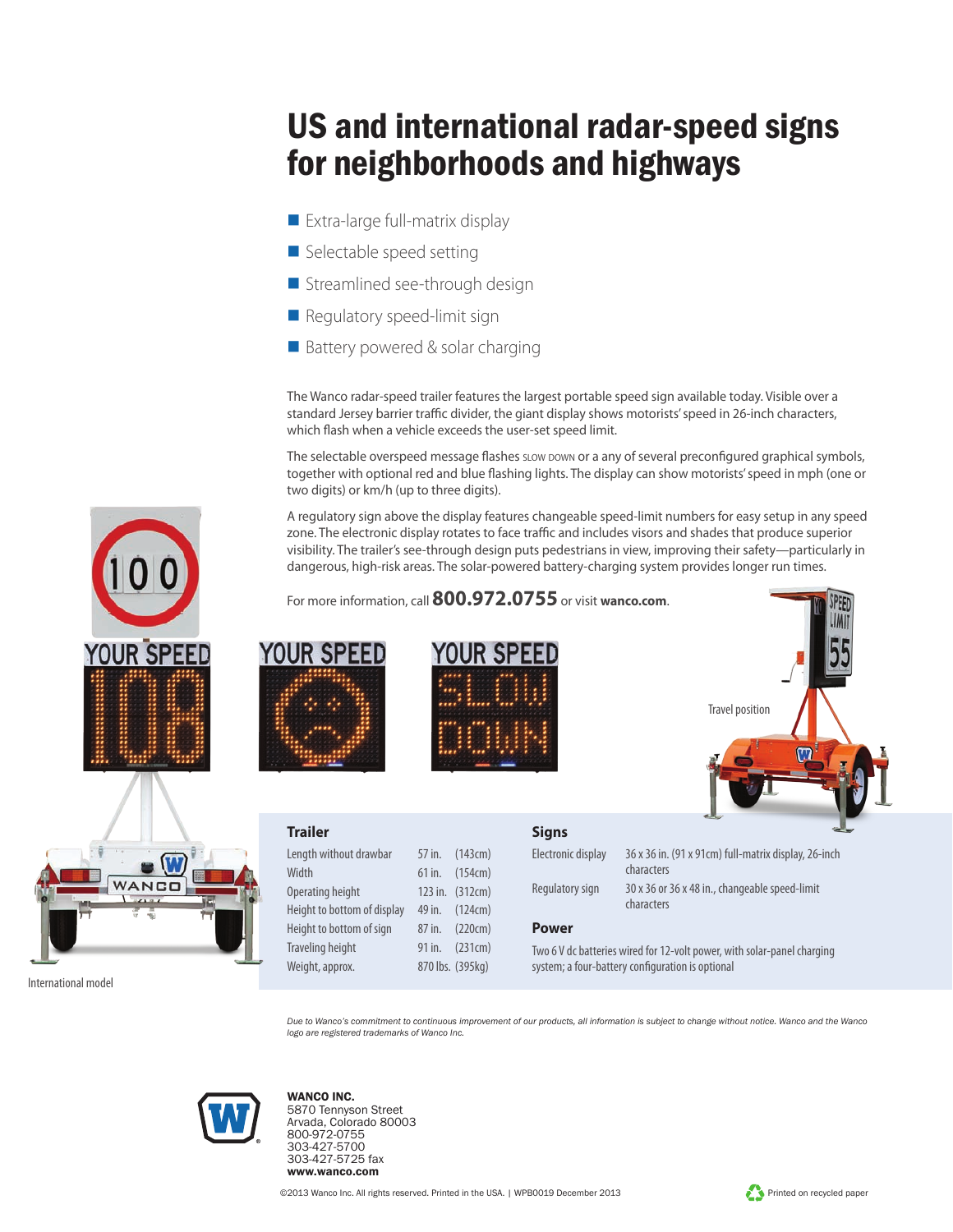# US and international radar-speed signs for neighborhoods and highways

- Extra-large full-matrix display
- Selectable speed setting
- Streamlined see-through design
- Regulatory speed-limit sign
- Battery powered & solar charging

The Wanco radar-speed trailer features the largest portable speed sign available today. Visible over a standard Jersey barrier traffic divider, the giant display shows motorists' speed in 26-inch characters, which flash when a vehicle exceeds the user-set speed limit.

The selectable overspeed message flashes SLOW DOWN or a any of several preconfigured graphical symbols, together with optional red and blue flashing lights. The display can show motorists' speed in mph (one or two digits) or km/h (up to three digits).

A regulatory sign above the display features changeable speed-limit numbers for easy setup in any speed zone. The electronic display rotates to face traffic and includes visors and shades that produce superior visibility. The trailer's see-through design puts pedestrians in view, improving their safety—particularly in dangerous, high-risk areas. The solar-powered battery-charging system provides longer run times.

For more information, call **800.972.0755** or visit **wanco.com**.

Travel position

International model

## Trailer

| | | |
|---|---|---|
| Length without drawbar | 57 in. | (143cm) |
| Width | 61 in. | (154cm) |
| Operating height | 123 in. | (312cm) |
| Height to bottom of display | 49 in. | (124cm) |
| Height to bottom of sign | 87 in. | (220cm) |
| Traveling height | 91 in. | (231cm) |
| Weight, approx. | 870 lbs. | (395kg) |

## Signs

| | |
|---|---|
| Electronic display | 36 x 36 in. (91 x 91cm) full-matrix display, 26-inch characters |
| Regulatory sign | 30 x 36 or 36 x 48 in., changeable speed-limit characters |

## Power

Two 6 V dc batteries wired for 12-volt power, with solar-panel charging system; a four-battery configuration is optional

*Due to Wanco's commitment to continuous improvement of our products, all information is subject to change without notice. Wanco and the Wanco logo are registered trademarks of Wanco Inc.*

**WANCO INC.**
5870 Tennyson Street
Arvada, Colorado 80003
800-972-0755
303-427-5700
303-427-5725 fax
**www.wanco.com**

©2013 Wanco Inc. All rights reserved. Printed in the USA. | WPB0019 December 2013

Printed on recycled paper